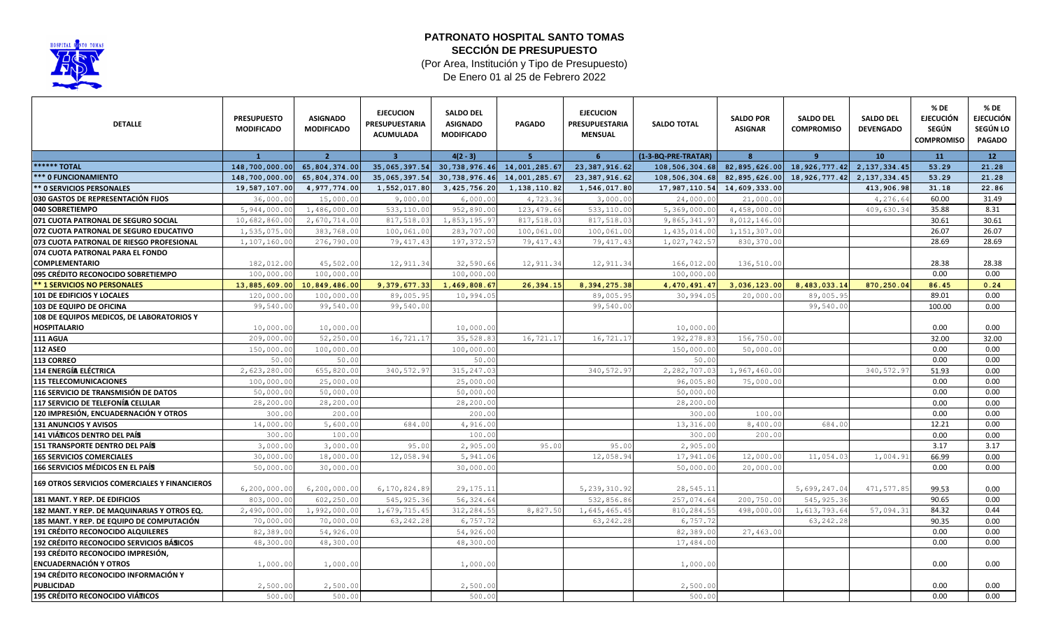# PATRONATO HOSPITAL SANTO TOMAS

## SECCIÓN DE PRESUPUESTO

(Por Area, Institución y Tipo de Presupuesto)

De Enero 01 al 25 de Febrero 2022

| DETALLE | PRESUPUESTO MODIFICADO | ASIGNADO MODIFICADO | EJECUCION PRESUPUESTARIA ACUMULADA | SALDO DEL ASIGNADO MODIFICADO | PAGADO | EJECUCION PRESUPUESTARIA MENSUAL | SALDO TOTAL | SALDO POR ASIGNAR | SALDO DEL COMPROMISO | SALDO DEL DEVENGADO | % DE EJECUCIÓN SEGÚN COMPROMISO | % DE EJECUCIÓN SEGÚN LO PAGADO |
|---|---|---|---|---|---|---|---|---|---|---|---|---|
| | 1 | 2 | 3 | 4(2 - 3) | 5 | 6 | (1-3-BQ-PRE-TRATAR) | 8 | 9 | 10 | 11 | 12 |
| ****** TOTAL | 148,700,000.00 | 65,804,374.00 | 35,065,397.54 | 30,738,976.46 | 14,001,285.67 | 23,387,916.62 | 108,506,304.68 | 82,895,626.00 | 18,926,777.42 | 2,137,334.45 | 53.29 | 21.28 |
| *** 0 FUNCIONAMIENTO | 148,700,000.00 | 65,804,374.00 | 35,065,397.54 | 30,738,976.46 | 14,001,285.67 | 23,387,916.62 | 108,506,304.68 | 82,895,626.00 | 18,926,777.42 | 2,137,334.45 | 53.29 | 21.28 |
| ** 0 SERVICIOS PERSONALES | 19,587,107.00 | 4,977,774.00 | 1,552,017.80 | 3,425,756.20 | 1,138,110.82 | 1,546,017.80 | 17,987,110.54 | 14,609,333.00 | | 413,906.98 | 31.18 | 22.86 |
| 030 GASTOS DE REPRESENTACIÓN FIJOS | 36,000.00 | 15,000.00 | 9,000.00 | 6,000.00 | 4,723.36 | 3,000.00 | 24,000.00 | 21,000.00 | | 4,276.64 | 60.00 | 31.49 |
| 040 SOBRETIEMPO | 5,944,000.00 | 1,486,000.00 | 533,110.00 | 952,890.00 | 123,479.66 | 533,110.00 | 5,369,000.00 | 4,458,000.00 | | 409,630.34 | 35.88 | 8.31 |
| 071 CUOTA PATRONAL DE SEGURO SOCIAL | 10,682,860.00 | 2,670,714.00 | 817,518.03 | 1,853,195.97 | 817,518.03 | 817,518.03 | 9,865,341.97 | 8,012,146.00 | | | 30.61 | 30.61 |
| 072 CUOTA PATRONAL DE SEGURO EDUCATIVO | 1,535,075.00 | 383,768.00 | 100,061.00 | 283,707.00 | 100,061.00 | 100,061.00 | 1,435,014.00 | 1,151,307.00 | | | 26.07 | 26.07 |
| 073 CUOTA PATRONAL DE RIESGO PROFESIONAL | 1,107,160.00 | 276,790.00 | 79,417.43 | 197,372.57 | 79,417.43 | 79,417.43 | 1,027,742.57 | 830,370.00 | | | 28.69 | 28.69 |
| 074 CUOTA PATRONAL PARA EL FONDO COMPLEMENTARIO | 182,012.00 | 45,502.00 | 12,911.34 | 32,590.66 | 12,911.34 | 12,911.34 | 166,012.00 | 136,510.00 | | | 28.38 | 28.38 |
| 095 CRÉDITO RECONOCIDO SOBRETIEMPO | 100,000.00 | 100,000.00 | | 100,000.00 | | | 100,000.00 | | | | 0.00 | 0.00 |
| ** 1 SERVICIOS NO PERSONALES | 13,885,609.00 | 10,849,486.00 | 9,379,677.33 | 1,469,808.67 | 26,394.15 | 8,394,275.38 | 4,470,491.47 | 3,036,123.00 | 8,483,033.14 | 870,250.04 | 86.45 | 0.24 |
| 101 DE EDIFICIOS Y LOCALES | 120,000.00 | 100,000.00 | 89,005.95 | 10,994.05 | | 89,005.95 | 30,994.05 | 20,000.00 | 89,005.95 | | 89.01 | 0.00 |
| 103 DE EQUIPO DE OFICINA | 99,540.00 | 99,540.00 | 99,540.00 | | | 99,540.00 | | | 99,540.00 | | 100.00 | 0.00 |
| 108 DE EQUIPOS MEDICOS, DE LABORATORIOS Y HOSPITALARIO | 10,000.00 | 10,000.00 | | 10,000.00 | | | 10,000.00 | | | | 0.00 | 0.00 |
| 111 AGUA | 209,000.00 | 52,250.00 | 16,721.17 | 35,528.83 | 16,721.17 | 16,721.17 | 192,278.83 | 156,750.00 | | | 32.00 | 32.00 |
| 112 ASEO | 150,000.00 | 100,000.00 | | 100,000.00 | | | 150,000.00 | 50,000.00 | | | 0.00 | 0.00 |
| 113 CORREO | 50.00 | 50.00 | | 50.00 | | | 50.00 | | | | 0.00 | 0.00 |
| 114 ENERGÍA ELÉCTRICA | 2,623,280.00 | 655,820.00 | 340,572.97 | 315,247.03 | | 340,572.97 | 2,282,707.03 | 1,967,460.00 | | 340,572.97 | 51.93 | 0.00 |
| 115 TELECOMUNICACIONES | 100,000.00 | 25,000.00 | | 25,000.00 | | | 96,005.80 | 75,000.00 | | | 0.00 | 0.00 |
| 116 SERVICIO DE TRANSMISIÓN DE DATOS | 50,000.00 | 50,000.00 | | 50,000.00 | | | 50,000.00 | | | | 0.00 | 0.00 |
| 117 SERVICIO DE TELEFONÍA CELULAR | 28,200.00 | 28,200.00 | | 28,200.00 | | | 28,200.00 | | | | 0.00 | 0.00 |
| 120 IMPRESIÓN, ENCUADERNACIÓN Y OTROS | 300.00 | 200.00 | | 200.00 | | | 300.00 | 100.00 | | | 0.00 | 0.00 |
| 131 ANUNCIOS Y AVISOS | 14,000.00 | 5,600.00 | 684.00 | 4,916.00 | | | 13,316.00 | 8,400.00 | 684.00 | | 12.21 | 0.00 |
| 141 VIÁTICOS DENTRO DEL PAÍS | 300.00 | 100.00 | | 100.00 | | | 300.00 | 200.00 | | | 0.00 | 0.00 |
| 151 TRANSPORTE DENTRO DEL PAÍS | 3,000.00 | 3,000.00 | 95.00 | 2,905.00 | 95.00 | 95.00 | 2,905.00 | | | | 3.17 | 3.17 |
| 165 SERVICIOS COMERCIALES | 30,000.00 | 18,000.00 | 12,058.94 | 5,941.06 | | 12,058.94 | 17,941.06 | 12,000.00 | 11,054.03 | 1,004.91 | 66.99 | 0.00 |
| 166 SERVICIOS MÉDICOS EN EL PAÍS | 50,000.00 | 30,000.00 | | 30,000.00 | | | 50,000.00 | 20,000.00 | | | 0.00 | 0.00 |
| 169 OTROS SERVICIOS COMERCIALES Y FINANCIEROS | 6,200,000.00 | 6,200,000.00 | 6,170,824.89 | 29,175.11 | | 5,239,310.92 | 28,545.11 | | 5,699,247.04 | 471,577.85 | 99.53 | 0.00 |
| 181 MANT. Y REP. DE EDIFICIOS | 803,000.00 | 602,250.00 | 545,925.36 | 56,324.64 | | 532,856.86 | 257,074.64 | 200,750.00 | 545,925.36 | | 90.65 | 0.00 |
| 182 MANT. Y REP. DE MAQUINARIAS Y OTROS EQ. | 2,490,000.00 | 1,992,000.00 | 1,679,715.45 | 312,284.55 | 8,827.50 | 1,645,465.45 | 810,284.55 | 498,000.00 | 1,613,793.64 | 57,094.31 | 84.32 | 0.44 |
| 185 MANT. Y REP. DE EQUIPO DE COMPUTACIÓN | 70,000.00 | 70,000.00 | 63,242.28 | 6,757.72 | | 63,242.28 | 6,757.72 | | 63,242.28 | | 90.35 | 0.00 |
| 191 CRÉDITO RECONOCIDO ALQUILERES | 82,389.00 | 54,926.00 | | 54,926.00 | | | 82,389.00 | 27,463.00 | | | 0.00 | 0.00 |
| 192 CRÉDITO RECONOCIDO SERVICIOS BÁSICOS | 48,300.00 | 48,300.00 | | 48,300.00 | | | 17,484.00 | | | | 0.00 | 0.00 |
| 193 CRÉDITO RECONOCIDO IMPRESIÓN, ENCUADERNACIÓN Y OTROS | 1,000.00 | 1,000.00 | | 1,000.00 | | | 1,000.00 | | | | 0.00 | 0.00 |
| 194 CRÉDITO RECONOCIDO INFORMACIÓN Y PUBLICIDAD | 2,500.00 | 2,500.00 | | 2,500.00 | | | 2,500.00 | | | | 0.00 | 0.00 |
| 195 CRÉDITO RECONOCIDO VIÁTICOS | 500.00 | 500.00 | | 500.00 | | | 500.00 | | | | 0.00 | 0.00 |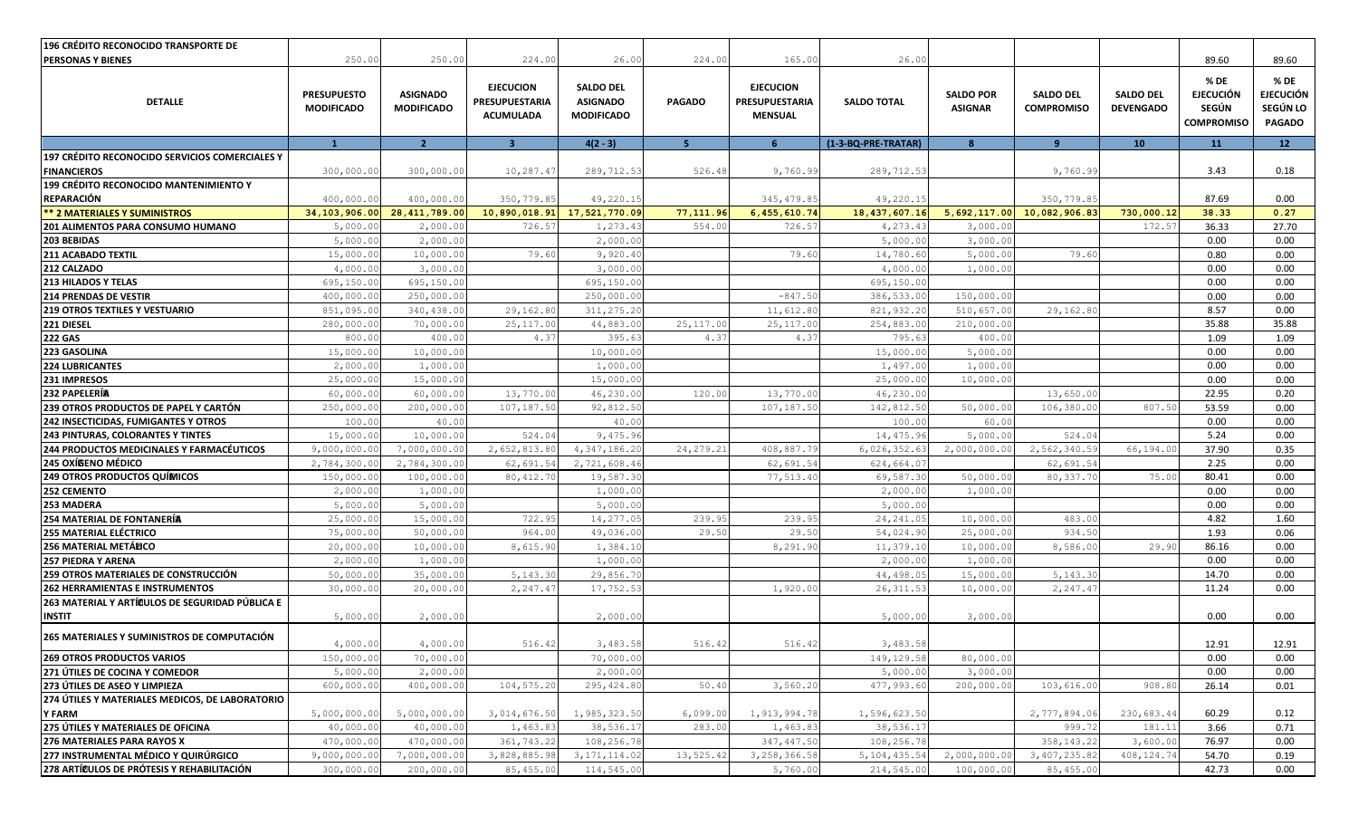| DETALLE | PRESUPUESTO MODIFICADO | ASIGNADO MODIFICADO | EJECUCION PRESUPUESTARIA ACUMULADA | SALDO DEL ASIGNADO MODIFICADO | PAGADO | EJECUCION PRESUPUESTARIA MENSUAL | SALDO TOTAL | SALDO POR ASIGNAR | SALDO DEL COMPROMISO | SALDO DEL DEVENGADO | % DE EJECUCIÓN SEGÚN COMPROMISO | % DE EJECUCIÓN SEGÚN LO PAGADO |
|---|---|---|---|---|---|---|---|---|---|---|---|---|
| **196 CRÉDITO RECONOCIDO TRANSPORTE DE PERSONAS Y BIENES** | 250.00 | 250.00 | 224.00 | 26.00 | 224.00 | 165.00 | 26.00 | | | | 89.60 | 89.60 |
| | 1 | 2 | 3 | 4(2 - 3) | 5 | 6 | (1-3-BQ-PRE-TRATAR) | 8 | 9 | 10 | 11 | 12 |
| **197 CRÉDITO RECONOCIDO SERVICIOS COMERCIALES Y FINANCIEROS** | 300,000.00 | 300,000.00 | 10,287.47 | 289,712.53 | 526.48 | 9,760.99 | 289,712.53 | | 9,760.99 | | 3.43 | 0.18 |
| **199 CRÉDITO RECONOCIDO MANTENIMIENTO Y REPARACIÓN** | 400,000.00 | 400,000.00 | 350,779.85 | 49,220.15 | | 345,479.85 | 49,220.15 | | 350,779.85 | | 87.69 | 0.00 |
| **\*\* 2 MATERIALES Y SUMINISTROS** | **34,103,906.00** | **28,411,789.00** | **10,890,018.91** | **17,521,770.09** | **77,111.96** | **6,455,610.74** | **18,437,607.16** | **5,692,117.00** | **10,082,906.83** | **730,000.12** | **38.33** | **0.27** |
| **201 ALIMENTOS PARA CONSUMO HUMANO** | 5,000.00 | 2,000.00 | 726.57 | 1,273.43 | 554.00 | 726.57 | 4,273.43 | 3,000.00 | | 172.57 | 36.33 | 27.70 |
| **203 BEBIDAS** | 5,000.00 | 2,000.00 | | 2,000.00 | | | 5,000.00 | 3,000.00 | | | 0.00 | 0.00 |
| **211 ACABADO TEXTIL** | 15,000.00 | 10,000.00 | 79.60 | 9,920.40 | | 79.60 | 14,780.60 | 5,000.00 | 79.60 | | 0.80 | 0.00 |
| **212 CALZADO** | 4,000.00 | 3,000.00 | | 3,000.00 | | | 4,000.00 | 1,000.00 | | | 0.00 | 0.00 |
| **213 HILADOS Y TELAS** | 695,150.00 | 695,150.00 | | 695,150.00 | | | 695,150.00 | | | | 0.00 | 0.00 |
| **214 PRENDAS DE VESTIR** | 400,000.00 | 250,000.00 | | 250,000.00 | | -847.50 | 386,533.00 | 150,000.00 | | | 0.00 | 0.00 |
| **219 OTROS TEXTILES Y VESTUARIO** | 851,095.00 | 340,438.00 | 29,162.80 | 311,275.20 | | 11,612.80 | 821,932.20 | 510,657.00 | 29,162.80 | | 8.57 | 0.00 |
| **221 DIESEL** | 280,000.00 | 70,000.00 | 25,117.00 | 44,883.00 | 25,117.00 | 25,117.00 | 254,883.00 | 210,000.00 | | | 35.88 | 35.88 |
| **222 GAS** | 800.00 | 400.00 | 4.37 | 395.63 | 4.37 | 4.37 | 795.63 | 400.00 | | | 1.09 | 1.09 |
| **223 GASOLINA** | 15,000.00 | 10,000.00 | | 10,000.00 | | | 15,000.00 | 5,000.00 | | | 0.00 | 0.00 |
| **224 LUBRICANTES** | 2,000.00 | 1,000.00 | | 1,000.00 | | | 1,497.00 | 1,000.00 | | | 0.00 | 0.00 |
| **231 IMPRESOS** | 25,000.00 | 15,000.00 | | 15,000.00 | | | 25,000.00 | 10,000.00 | | | 0.00 | 0.00 |
| **232 PAPELERÍA** | 60,000.00 | 60,000.00 | 13,770.00 | 46,230.00 | 120.00 | 13,770.00 | 46,230.00 | | 13,650.00 | | 22.95 | 0.20 |
| **239 OTROS PRODUCTOS DE PAPEL Y CARTÓN** | 250,000.00 | 200,000.00 | 107,187.50 | 92,812.50 | | 107,187.50 | 142,812.50 | 50,000.00 | 106,380.00 | 807.50 | 53.59 | 0.00 |
| **242 INSECTICIDAS, FUMIGANTES Y OTROS** | 100.00 | 40.00 | | 40.00 | | | 100.00 | 60.00 | | | 0.00 | 0.00 |
| **243 PINTURAS, COLORANTES Y TINTES** | 15,000.00 | 10,000.00 | 524.04 | 9,475.96 | | | 14,475.96 | 5,000.00 | 524.04 | | 5.24 | 0.00 |
| **244 PRODUCTOS MEDICINALES Y FARMACÉUTICOS** | 9,000,000.00 | 7,000,000.00 | 2,652,813.80 | 4,347,186.20 | 24,279.21 | 408,887.79 | 6,026,352.63 | 2,000,000.00 | 2,562,340.59 | 66,194.00 | 37.90 | 0.35 |
| **245 OXÍGENO MÉDICO** | 2,784,300.00 | 2,784,300.00 | 62,691.54 | 2,721,608.46 | | 62,691.54 | 624,664.07 | | 62,691.54 | | 2.25 | 0.00 |
| **249 OTROS PRODUCTOS QUÍMICOS** | 150,000.00 | 100,000.00 | 80,412.70 | 19,587.30 | | 77,513.40 | 69,587.30 | 50,000.00 | 80,337.70 | 75.00 | 80.41 | 0.00 |
| **252 CEMENTO** | 2,000.00 | 1,000.00 | | 1,000.00 | | | 2,000.00 | 1,000.00 | | | 0.00 | 0.00 |
| **253 MADERA** | 5,000.00 | 5,000.00 | | 5,000.00 | | | 5,000.00 | | | | 0.00 | 0.00 |
| **254 MATERIAL DE FONTANERÍA** | 25,000.00 | 15,000.00 | 722.95 | 14,277.05 | 239.95 | 239.95 | 24,241.05 | 10,000.00 | 483.00 | | 4.82 | 1.60 |
| **255 MATERIAL ELÉCTRICO** | 75,000.00 | 50,000.00 | 964.00 | 49,036.00 | 29.50 | 29.50 | 54,024.90 | 25,000.00 | 934.50 | | 1.93 | 0.06 |
| **256 MATERIAL METÁLICO** | 20,000.00 | 10,000.00 | 8,615.90 | 1,384.10 | | 8,291.90 | 11,379.10 | 10,000.00 | 8,586.00 | 29.90 | 86.16 | 0.00 |
| **257 PIEDRA Y ARENA** | 2,000.00 | 1,000.00 | | 1,000.00 | | | 2,000.00 | 1,000.00 | | | 0.00 | 0.00 |
| **259 OTROS MATERIALES DE CONSTRUCCIÓN** | 50,000.00 | 35,000.00 | 5,143.30 | 29,856.70 | | | 44,498.05 | 15,000.00 | 5,143.30 | | 14.70 | 0.00 |
| **262 HERRAMIENTAS E INSTRUMENTOS** | 30,000.00 | 20,000.00 | 2,247.47 | 17,752.53 | | 1,920.00 | 26,311.53 | 10,000.00 | 2,247.47 | | 11.24 | 0.00 |
| **263 MATERIAL Y ARTÍCULOS DE SEGURIDAD PÚBLICA E INSTIT** | 5,000.00 | 2,000.00 | | 2,000.00 | | | 5,000.00 | 3,000.00 | | | 0.00 | 0.00 |
| **265 MATERIALES Y SUMINISTROS DE COMPUTACIÓN** | 4,000.00 | 4,000.00 | 516.42 | 3,483.58 | 516.42 | 516.42 | 3,483.58 | | | | 12.91 | 12.91 |
| **269 OTROS PRODUCTOS VARIOS** | 150,000.00 | 70,000.00 | | 70,000.00 | | | 149,129.58 | 80,000.00 | | | 0.00 | 0.00 |
| **271 ÚTILES DE COCINA Y COMEDOR** | 5,000.00 | 2,000.00 | | 2,000.00 | | | 5,000.00 | 3,000.00 | | | 0.00 | 0.00 |
| **273 ÚTILES DE ASEO Y LIMPIEZA** | 600,000.00 | 400,000.00 | 104,575.20 | 295,424.80 | 50.40 | 3,560.20 | 477,993.60 | 200,000.00 | 103,616.00 | 908.80 | 26.14 | 0.01 |
| **274 ÚTILES Y MATERIALES MEDICOS, DE LABORATORIO Y FARM** | 5,000,000.00 | 5,000,000.00 | 3,014,676.50 | 1,985,323.50 | 6,099.00 | 1,913,994.78 | 1,596,623.50 | | 2,777,894.06 | 230,683.44 | 60.29 | 0.12 |
| **275 ÚTILES Y MATERIALES DE OFICINA** | 40,000.00 | 40,000.00 | 1,463.83 | 38,536.17 | 283.00 | 1,463.83 | 38,536.17 | | 999.72 | 181.11 | 3.66 | 0.71 |
| **276 MATERIALES PARA RAYOS X** | 470,000.00 | 470,000.00 | 361,743.22 | 108,256.78 | | 347,447.50 | 108,256.78 | | 358,143.22 | 3,600.00 | 76.97 | 0.00 |
| **277 INSTRUMENTAL MÉDICO Y QUIRÚRGICO** | 9,000,000.00 | 7,000,000.00 | 3,828,885.98 | 3,171,114.02 | 13,525.42 | 3,258,366.58 | 5,104,435.54 | 2,000,000.00 | 3,407,235.82 | 408,124.74 | 54.70 | 0.19 |
| **278 ARTÍCULOS DE PRÓTESIS Y REHABILITACIÓN** | 300,000.00 | 200,000.00 | 85,455.00 | 114,545.00 | | 5,760.00 | 214,545.00 | 100,000.00 | 85,455.00 | | 42.73 | 0.00 |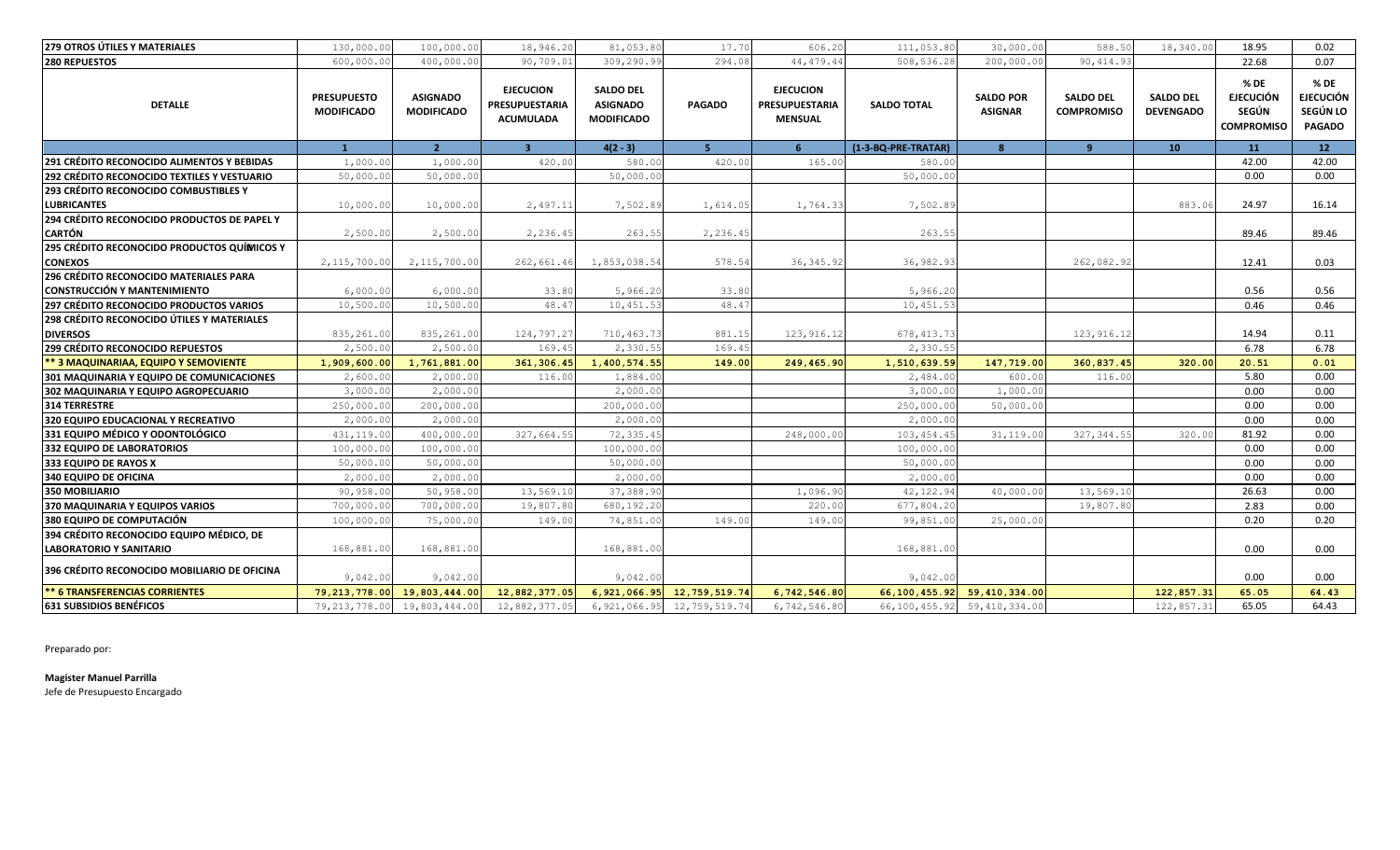| | | | | | | | | | | | | |
|---|---|---|---|---|---|---|---|---|---|---|---|---|
| **279 OTROS ÚTILES Y MATERIALES** | 130,000.00 | 100,000.00 | 18,946.20 | 81,053.80 | 17.70 | 606.20 | 111,053.80 | 30,000.00 | 588.50 | 18,340.00 | 18.95 | 0.02 |
| **280 REPUESTOS** | 600,000.00 | 400,000.00 | 90,709.01 | 309,290.99 | 294.08 | 44,479.44 | 508,536.28 | 200,000.00 | 90,414.93 | | 22.68 | 0.07 |

| DETALLE | PRESUPUESTO MODIFICADO | ASIGNADO MODIFICADO | EJECUCION PRESUPUESTARIA ACUMULADA | SALDO DEL ASIGNADO MODIFICADO | PAGADO | EJECUCION PRESUPUESTARIA MENSUAL | SALDO TOTAL | SALDO POR ASIGNAR | SALDO DEL COMPROMISO | SALDO DEL DEVENGADO | % DE EJECUCIÓN SEGÚN COMPROMISO | % DE EJECUCIÓN SEGÚN LO PAGADO |
|---|---|---|---|---|---|---|---|---|---|---|---|---|
| | 1 | 2 | 3 | 4(2 - 3) | 5 | 6 | (1-3-BQ-PRE-TRATAR) | 8 | 9 | 10 | 11 | 12 |
| **291 CRÉDITO RECONOCIDO ALIMENTOS Y BEBIDAS** | 1,000.00 | 1,000.00 | 420.00 | 580.00 | 420.00 | 165.00 | 580.00 | | | | 42.00 | 42.00 |
| **292 CRÉDITO RECONOCIDO TEXTILES Y VESTUARIO** | 50,000.00 | 50,000.00 | | 50,000.00 | | | 50,000.00 | | | | 0.00 | 0.00 |
| **293 CRÉDITO RECONOCIDO COMBUSTIBLES Y LUBRICANTES** | 10,000.00 | 10,000.00 | 2,497.11 | 7,502.89 | 1,614.05 | 1,764.33 | 7,502.89 | | | 883.06 | 24.97 | 16.14 |
| **294 CRÉDITO RECONOCIDO PRODUCTOS DE PAPEL Y CARTÓN** | 2,500.00 | 2,500.00 | 2,236.45 | 263.55 | 2,236.45 | | 263.55 | | | | 89.46 | 89.46 |
| **295 CRÉDITO RECONOCIDO PRODUCTOS QUÍMICOS Y CONEXOS** | 2,115,700.00 | 2,115,700.00 | 262,661.46 | 1,853,038.54 | 578.54 | 36,345.92 | 36,982.93 | | 262,082.92 | | 12.41 | 0.03 |
| **296 CRÉDITO RECONOCIDO MATERIALES PARA CONSTRUCCIÓN Y MANTENIMIENTO** | 6,000.00 | 6,000.00 | 33.80 | 5,966.20 | 33.80 | | 5,966.20 | | | | 0.56 | 0.56 |
| **297 CRÉDITO RECONOCIDO PRODUCTOS VARIOS** | 10,500.00 | 10,500.00 | 48.47 | 10,451.53 | 48.47 | | 10,451.53 | | | | 0.46 | 0.46 |
| **298 CRÉDITO RECONOCIDO ÚTILES Y MATERIALES DIVERSOS** | 835,261.00 | 835,261.00 | 124,797.27 | 710,463.73 | 881.15 | 123,916.12 | 678,413.73 | | 123,916.12 | | 14.94 | 0.11 |
| **299 CRÉDITO RECONOCIDO REPUESTOS** | 2,500.00 | 2,500.00 | 169.45 | 2,330.55 | 169.45 | | 2,330.55 | | | | 6.78 | 6.78 |
| **** 3 MAQUINARIAA, EQUIPO Y SEMOVIENTE** | **1,909,600.00** | **1,761,881.00** | **361,306.45** | **1,400,574.55** | **149.00** | **249,465.90** | **1,510,639.59** | **147,719.00** | **360,837.45** | **320.00** | **20.51** | **0.01** |
| **301 MAQUINARIA Y EQUIPO DE COMUNICACIONES** | 2,600.00 | 2,000.00 | 116.00 | 1,884.00 | | | 2,484.00 | 600.00 | 116.00 | | 5.80 | 0.00 |
| **302 MAQUINARIA Y EQUIPO AGROPECUARIO** | 3,000.00 | 2,000.00 | | 2,000.00 | | | 3,000.00 | 1,000.00 | | | 0.00 | 0.00 |
| **314 TERRESTRE** | 250,000.00 | 200,000.00 | | 200,000.00 | | | 250,000.00 | 50,000.00 | | | 0.00 | 0.00 |
| **320 EQUIPO EDUCACIONAL Y RECREATIVO** | 2,000.00 | 2,000.00 | | 2,000.00 | | | 2,000.00 | | | | 0.00 | 0.00 |
| **331 EQUIPO MÉDICO Y ODONTOLÓGICO** | 431,119.00 | 400,000.00 | 327,664.55 | 72,335.45 | | 248,000.00 | 103,454.45 | 31,119.00 | 327,344.55 | 320.00 | 81.92 | 0.00 |
| **332 EQUIPO DE LABORATORIOS** | 100,000.00 | 100,000.00 | | 100,000.00 | | | 100,000.00 | | | | 0.00 | 0.00 |
| **333 EQUIPO DE RAYOS X** | 50,000.00 | 50,000.00 | | 50,000.00 | | | 50,000.00 | | | | 0.00 | 0.00 |
| **340 EQUIPO DE OFICINA** | 2,000.00 | 2,000.00 | | 2,000.00 | | | 2,000.00 | | | | 0.00 | 0.00 |
| **350 MOBILIARIO** | 90,958.00 | 50,958.00 | 13,569.10 | 37,388.90 | | 1,096.90 | 42,122.94 | 40,000.00 | 13,569.10 | | 26.63 | 0.00 |
| **370 MAQUINARIA Y EQUIPOS VARIOS** | 700,000.00 | 700,000.00 | 19,807.80 | 680,192.20 | | 220.00 | 677,804.20 | | 19,807.80 | | 2.83 | 0.00 |
| **380 EQUIPO DE COMPUTACIÓN** | 100,000.00 | 75,000.00 | 149.00 | 74,851.00 | 149.00 | 149.00 | 99,851.00 | 25,000.00 | | | 0.20 | 0.20 |
| **394 CRÉDITO RECONOCIDO EQUIPO MÉDICO, DE LABORATORIO Y SANITARIO** | 168,881.00 | 168,881.00 | | 168,881.00 | | | 168,881.00 | | | | 0.00 | 0.00 |
| **396 CRÉDITO RECONOCIDO MOBILIARIO DE OFICINA** | 9,042.00 | 9,042.00 | | 9,042.00 | | | 9,042.00 | | | | 0.00 | 0.00 |
| **** 6 TRANSFERENCIAS CORRIENTES** | **79,213,778.00** | **19,803,444.00** | **12,882,377.05** | **6,921,066.95** | **12,759,519.74** | **6,742,546.80** | **66,100,455.92** | **59,410,334.00** | | **122,857.31** | **65.05** | **64.43** |
| **631 SUBSIDIOS BENÉFICOS** | 79,213,778.00 | 19,803,444.00 | 12,882,377.05 | 6,921,066.95 | 12,759,519.74 | 6,742,546.80 | 66,100,455.92 | 59,410,334.00 | | 122,857.31 | 65.05 | 64.43 |

Preparado por:

**Magister Manuel Parrilla**
Jefe de Presupuesto Encargado